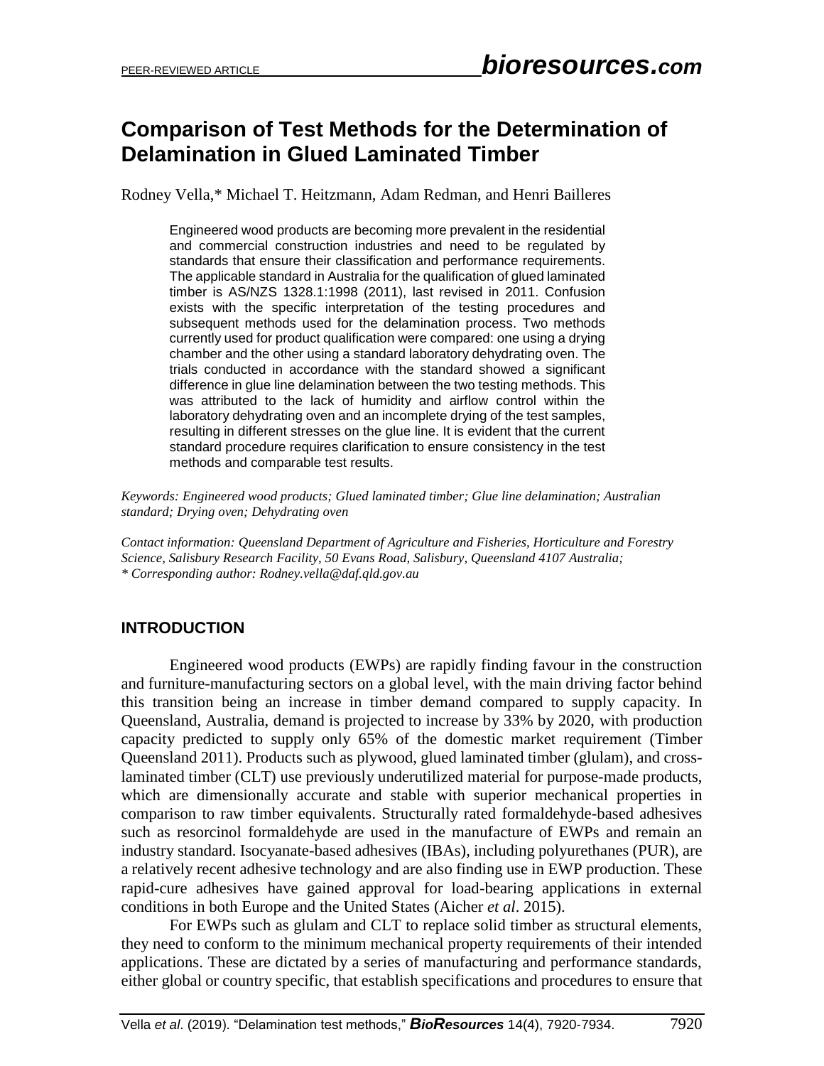# Comparison of Test Methods for the Determination of Delamination in Glued Laminated Timber

Rodney Vella,* Michael T. Heitzmann, Adam Redman, and Henri Bailleres

Engineered wood products are becoming more prevalent in the residential and commercial construction industries and need to be regulated by standards that ensure their classification and performance requirements. The applicable standard in Australia for the qualification of glued laminated timber is AS/NZS 1328.1:1998 (2011), last revised in 2011. Confusion exists with the specific interpretation of the testing procedures and subsequent methods used for the delamination process. Two methods currently used for product qualification were compared: one using a drying chamber and the other using a standard laboratory dehydrating oven. The trials conducted in accordance with the standard showed a significant difference in glue line delamination between the two testing methods. This was attributed to the lack of humidity and airflow control within the laboratory dehydrating oven and an incomplete drying of the test samples, resulting in different stresses on the glue line. It is evident that the current standard procedure requires clarification to ensure consistency in the test methods and comparable test results.

*Keywords: Engineered wood products; Glued laminated timber; Glue line delamination; Australian standard; Drying oven; Dehydrating oven*

*Contact information: Queensland Department of Agriculture and Fisheries, Horticulture and Forestry Science, Salisbury Research Facility, 50 Evans Road, Salisbury, Queensland 4107 Australia;*
*\* Corresponding author: Rodney.vella@daf.qld.gov.au*

## INTRODUCTION

Engineered wood products (EWPs) are rapidly finding favour in the construction and furniture-manufacturing sectors on a global level, with the main driving factor behind this transition being an increase in timber demand compared to supply capacity. In Queensland, Australia, demand is projected to increase by 33% by 2020, with production capacity predicted to supply only 65% of the domestic market requirement (Timber Queensland 2011). Products such as plywood, glued laminated timber (glulam), and cross-laminated timber (CLT) use previously underutilized material for purpose-made products, which are dimensionally accurate and stable with superior mechanical properties in comparison to raw timber equivalents. Structurally rated formaldehyde-based adhesives such as resorcinol formaldehyde are used in the manufacture of EWPs and remain an industry standard. Isocyanate-based adhesives (IBAs), including polyurethanes (PUR), are a relatively recent adhesive technology and are also finding use in EWP production. These rapid-cure adhesives have gained approval for load-bearing applications in external conditions in both Europe and the United States (Aicher *et al*. 2015).

For EWPs such as glulam and CLT to replace solid timber as structural elements, they need to conform to the minimum mechanical property requirements of their intended applications. These are dictated by a series of manufacturing and performance standards, either global or country specific, that establish specifications and procedures to ensure that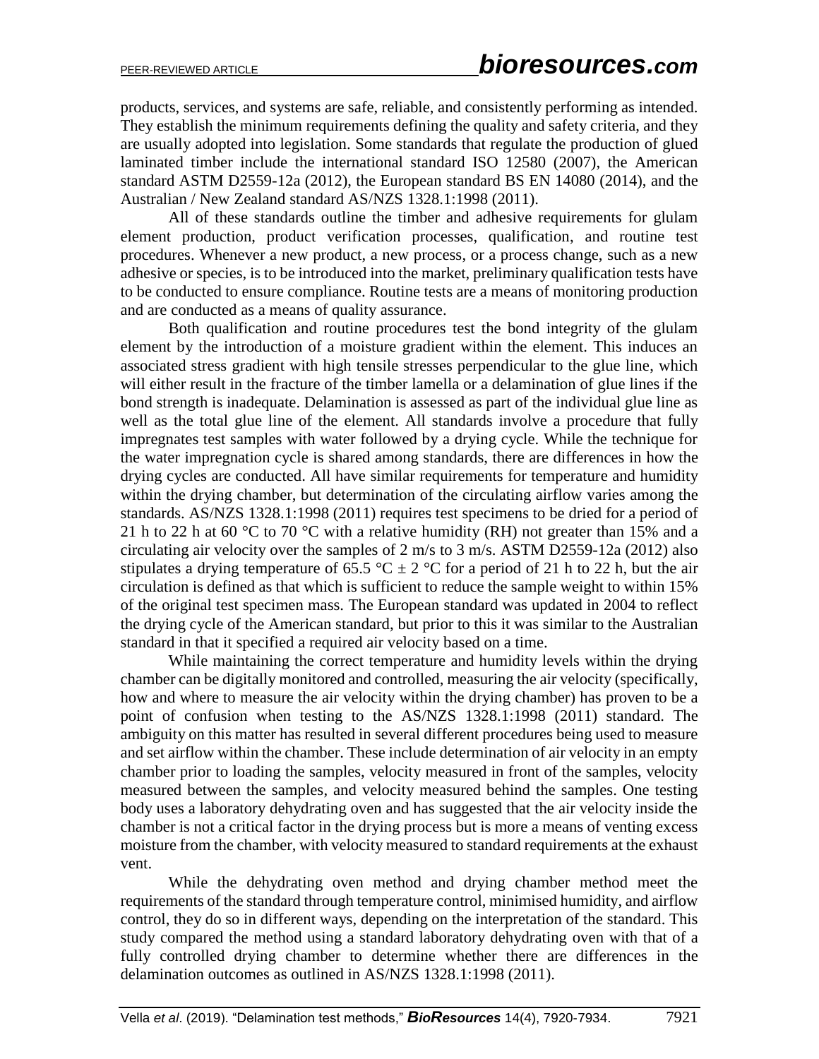products, services, and systems are safe, reliable, and consistently performing as intended. They establish the minimum requirements defining the quality and safety criteria, and they are usually adopted into legislation. Some standards that regulate the production of glued laminated timber include the international standard ISO 12580 (2007), the American standard ASTM D2559-12a (2012), the European standard BS EN 14080 (2014), and the Australian / New Zealand standard AS/NZS 1328.1:1998 (2011).

All of these standards outline the timber and adhesive requirements for glulam element production, product verification processes, qualification, and routine test procedures. Whenever a new product, a new process, or a process change, such as a new adhesive or species, is to be introduced into the market, preliminary qualification tests have to be conducted to ensure compliance. Routine tests are a means of monitoring production and are conducted as a means of quality assurance.

Both qualification and routine procedures test the bond integrity of the glulam element by the introduction of a moisture gradient within the element. This induces an associated stress gradient with high tensile stresses perpendicular to the glue line, which will either result in the fracture of the timber lamella or a delamination of glue lines if the bond strength is inadequate. Delamination is assessed as part of the individual glue line as well as the total glue line of the element. All standards involve a procedure that fully impregnates test samples with water followed by a drying cycle. While the technique for the water impregnation cycle is shared among standards, there are differences in how the drying cycles are conducted. All have similar requirements for temperature and humidity within the drying chamber, but determination of the circulating airflow varies among the standards. AS/NZS 1328.1:1998 (2011) requires test specimens to be dried for a period of 21 h to 22 h at 60 °C to 70 °C with a relative humidity (RH) not greater than 15% and a circulating air velocity over the samples of 2 m/s to 3 m/s. ASTM D2559-12a (2012) also stipulates a drying temperature of 65.5 °C ± 2 °C for a period of 21 h to 22 h, but the air circulation is defined as that which is sufficient to reduce the sample weight to within 15% of the original test specimen mass. The European standard was updated in 2004 to reflect the drying cycle of the American standard, but prior to this it was similar to the Australian standard in that it specified a required air velocity based on a time.

While maintaining the correct temperature and humidity levels within the drying chamber can be digitally monitored and controlled, measuring the air velocity (specifically, how and where to measure the air velocity within the drying chamber) has proven to be a point of confusion when testing to the AS/NZS 1328.1:1998 (2011) standard. The ambiguity on this matter has resulted in several different procedures being used to measure and set airflow within the chamber. These include determination of air velocity in an empty chamber prior to loading the samples, velocity measured in front of the samples, velocity measured between the samples, and velocity measured behind the samples. One testing body uses a laboratory dehydrating oven and has suggested that the air velocity inside the chamber is not a critical factor in the drying process but is more a means of venting excess moisture from the chamber, with velocity measured to standard requirements at the exhaust vent.

While the dehydrating oven method and drying chamber method meet the requirements of the standard through temperature control, minimised humidity, and airflow control, they do so in different ways, depending on the interpretation of the standard. This study compared the method using a standard laboratory dehydrating oven with that of a fully controlled drying chamber to determine whether there are differences in the delamination outcomes as outlined in AS/NZS 1328.1:1998 (2011).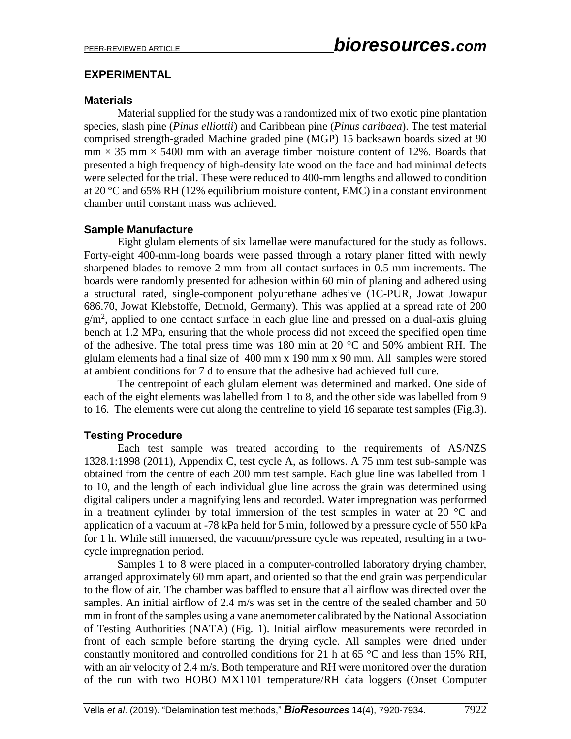## EXPERIMENTAL

### Materials

Material supplied for the study was a randomized mix of two exotic pine plantation species, slash pine (*Pinus elliottii*) and Caribbean pine (*Pinus caribaea*). The test material comprised strength-graded Machine graded pine (MGP) 15 backsawn boards sized at 90 mm × 35 mm × 5400 mm with an average timber moisture content of 12%. Boards that presented a high frequency of high-density late wood on the face and had minimal defects were selected for the trial. These were reduced to 400-mm lengths and allowed to condition at 20 °C and 65% RH (12% equilibrium moisture content, EMC) in a constant environment chamber until constant mass was achieved.

### Sample Manufacture

Eight glulam elements of six lamellae were manufactured for the study as follows. Forty-eight 400-mm-long boards were passed through a rotary planer fitted with newly sharpened blades to remove 2 mm from all contact surfaces in 0.5 mm increments. The boards were randomly presented for adhesion within 60 min of planing and adhered using a structural rated, single-component polyurethane adhesive (1C-PUR, Jowat Jowapur 686.70, Jowat Klebstoffe, Detmold, Germany). This was applied at a spread rate of 200 $g/m^2$, applied to one contact surface in each glue line and pressed on a dual-axis gluing bench at 1.2 MPa, ensuring that the whole process did not exceed the specified open time of the adhesive. The total press time was 180 min at 20 °C and 50% ambient RH. The glulam elements had a final size of 400 mm x 190 mm x 90 mm. All samples were stored at ambient conditions for 7 d to ensure that the adhesive had achieved full cure.

The centrepoint of each glulam element was determined and marked. One side of each of the eight elements was labelled from 1 to 8, and the other side was labelled from 9 to 16. The elements were cut along the centreline to yield 16 separate test samples (Fig.3).

### Testing Procedure

Each test sample was treated according to the requirements of AS/NZS 1328.1:1998 (2011), Appendix C, test cycle A, as follows. A 75 mm test sub-sample was obtained from the centre of each 200 mm test sample. Each glue line was labelled from 1 to 10, and the length of each individual glue line across the grain was determined using digital calipers under a magnifying lens and recorded. Water impregnation was performed in a treatment cylinder by total immersion of the test samples in water at 20 °C and application of a vacuum at -78 kPa held for 5 min, followed by a pressure cycle of 550 kPa for 1 h. While still immersed, the vacuum/pressure cycle was repeated, resulting in a two-cycle impregnation period.

Samples 1 to 8 were placed in a computer-controlled laboratory drying chamber, arranged approximately 60 mm apart, and oriented so that the end grain was perpendicular to the flow of air. The chamber was baffled to ensure that all airflow was directed over the samples. An initial airflow of 2.4 m/s was set in the centre of the sealed chamber and 50 mm in front of the samples using a vane anemometer calibrated by the National Association of Testing Authorities (NATA) (Fig. 1). Initial airflow measurements were recorded in front of each sample before starting the drying cycle. All samples were dried under constantly monitored and controlled conditions for 21 h at 65 °C and less than 15% RH, with an air velocity of 2.4 m/s. Both temperature and RH were monitored over the duration of the run with two HOBO MX1101 temperature/RH data loggers (Onset Computer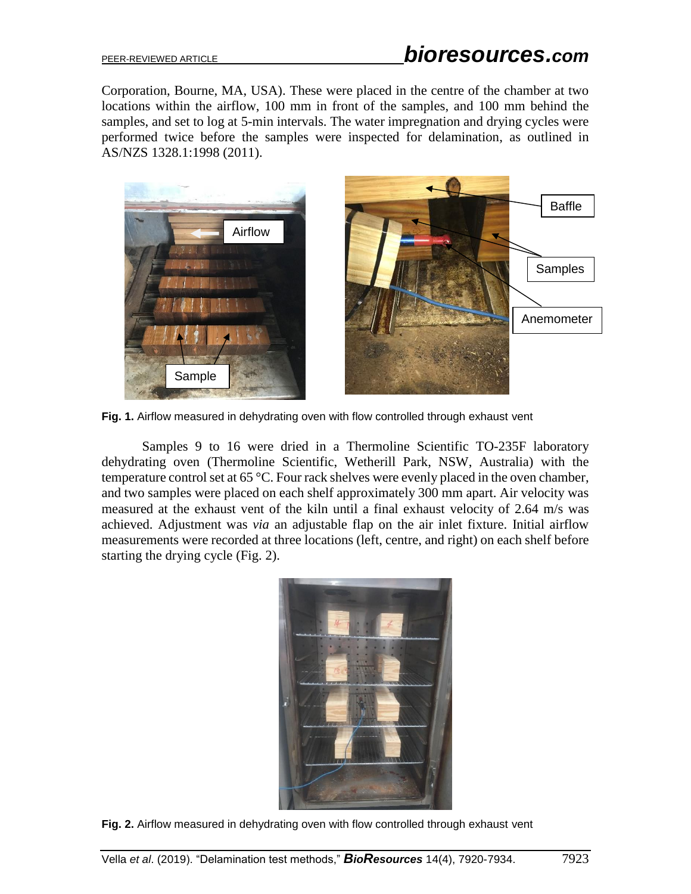Corporation, Bourne, MA, USA). These were placed in the centre of the chamber at two locations within the airflow, 100 mm in front of the samples, and 100 mm behind the samples, and set to log at 5-min intervals. The water impregnation and drying cycles were performed twice before the samples were inspected for delamination, as outlined in AS/NZS 1328.1:1998 (2011).

**Fig. 1.** Airflow measured in dehydrating oven with flow controlled through exhaust vent

Samples 9 to 16 were dried in a Thermoline Scientific TO-235F laboratory dehydrating oven (Thermoline Scientific, Wetherill Park, NSW, Australia) with the temperature control set at 65 °C. Four rack shelves were evenly placed in the oven chamber, and two samples were placed on each shelf approximately 300 mm apart. Air velocity was measured at the exhaust vent of the kiln until a final exhaust velocity of 2.64 m/s was achieved. Adjustment was *via* an adjustable flap on the air inlet fixture. Initial airflow measurements were recorded at three locations (left, centre, and right) on each shelf before starting the drying cycle (Fig. 2).

**Fig. 2.** Airflow measured in dehydrating oven with flow controlled through exhaust vent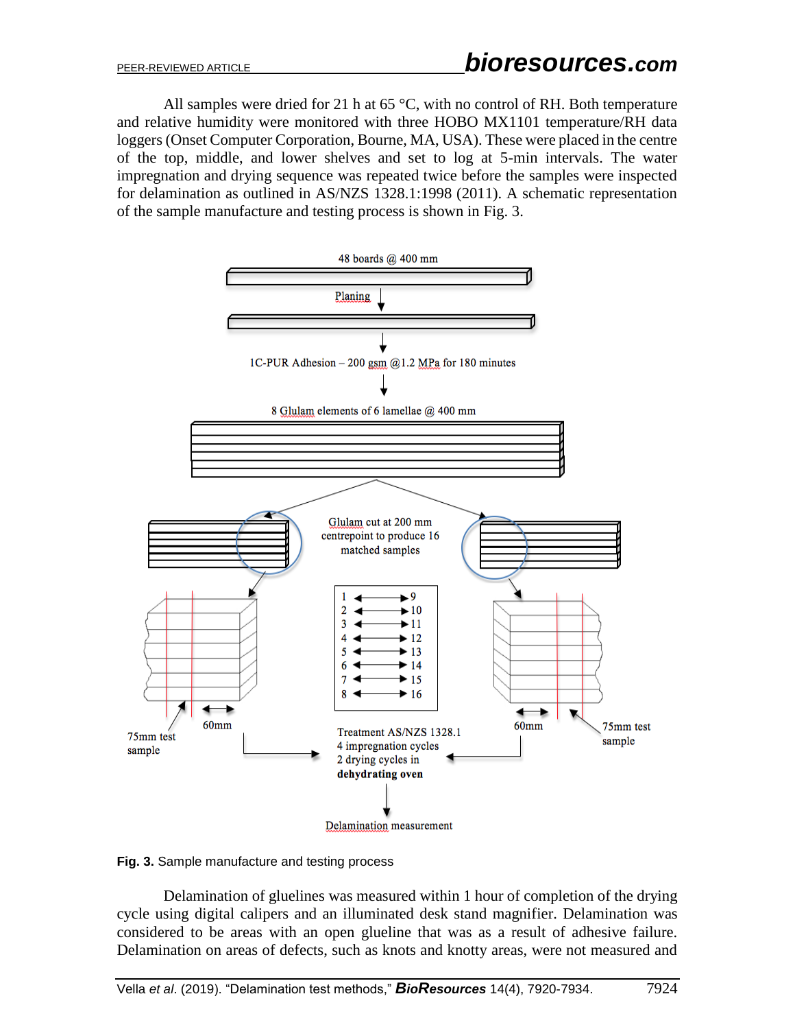All samples were dried for 21 h at 65 °C, with no control of RH. Both temperature and relative humidity were monitored with three HOBO MX1101 temperature/RH data loggers (Onset Computer Corporation, Bourne, MA, USA). These were placed in the centre of the top, middle, and lower shelves and set to log at 5-min intervals. The water impregnation and drying sequence was repeated twice before the samples were inspected for delamination as outlined in AS/NZS 1328.1:1998 (2011). A schematic representation of the sample manufacture and testing process is shown in Fig. 3.

**Fig. 3.** Sample manufacture and testing process

Delamination of gluelines was measured within 1 hour of completion of the drying cycle using digital calipers and an illuminated desk stand magnifier. Delamination was considered to be areas with an open glueline that was as a result of adhesive failure. Delamination on areas of defects, such as knots and knotty areas, were not measured and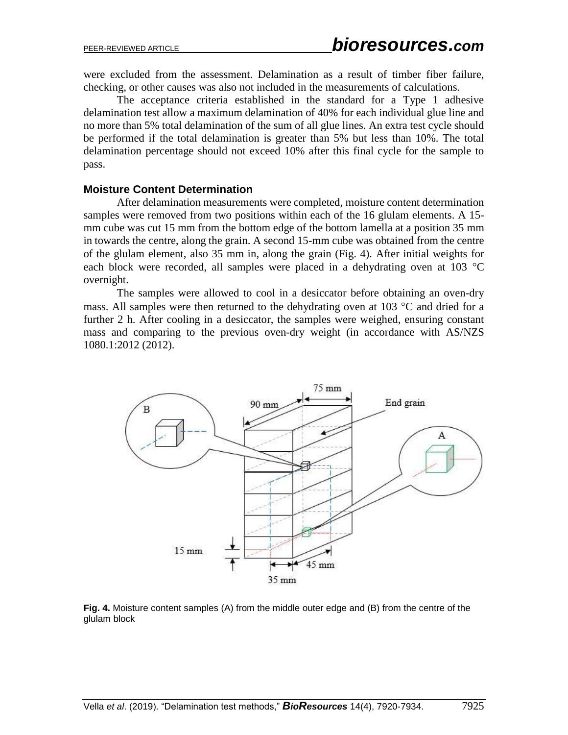were excluded from the assessment. Delamination as a result of timber fiber failure, checking, or other causes was also not included in the measurements of calculations.

The acceptance criteria established in the standard for a Type 1 adhesive delamination test allow a maximum delamination of 40% for each individual glue line and no more than 5% total delamination of the sum of all glue lines. An extra test cycle should be performed if the total delamination is greater than 5% but less than 10%. The total delamination percentage should not exceed 10% after this final cycle for the sample to pass.

### Moisture Content Determination

After delamination measurements were completed, moisture content determination samples were removed from two positions within each of the 16 glulam elements. A 15-mm cube was cut 15 mm from the bottom edge of the bottom lamella at a position 35 mm in towards the centre, along the grain. A second 15-mm cube was obtained from the centre of the glulam element, also 35 mm in, along the grain (Fig. 4). After initial weights for each block were recorded, all samples were placed in a dehydrating oven at 103 °C overnight.

The samples were allowed to cool in a desiccator before obtaining an oven-dry mass. All samples were then returned to the dehydrating oven at 103 °C and dried for a further 2 h. After cooling in a desiccator, the samples were weighed, ensuring constant mass and comparing to the previous oven-dry weight (in accordance with AS/NZS 1080.1:2012 (2012).

**Fig. 4.** Moisture content samples (A) from the middle outer edge and (B) from the centre of the glulam block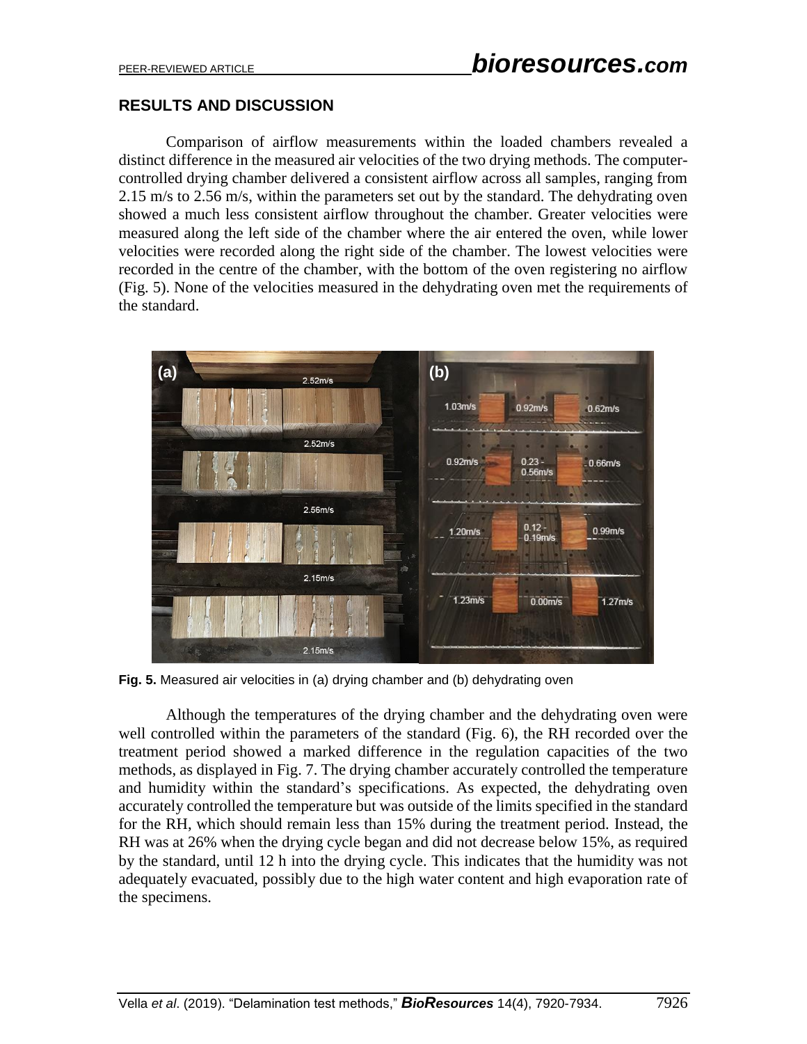## RESULTS AND DISCUSSION

Comparison of airflow measurements within the loaded chambers revealed a distinct difference in the measured air velocities of the two drying methods. The computer-controlled drying chamber delivered a consistent airflow across all samples, ranging from 2.15 m/s to 2.56 m/s, within the parameters set out by the standard. The dehydrating oven showed a much less consistent airflow throughout the chamber. Greater velocities were measured along the left side of the chamber where the air entered the oven, while lower velocities were recorded along the right side of the chamber. The lowest velocities were recorded in the centre of the chamber, with the bottom of the oven registering no airflow (Fig. 5). None of the velocities measured in the dehydrating oven met the requirements of the standard.

**Fig. 5.** Measured air velocities in (a) drying chamber and (b) dehydrating oven

Although the temperatures of the drying chamber and the dehydrating oven were well controlled within the parameters of the standard (Fig. 6), the RH recorded over the treatment period showed a marked difference in the regulation capacities of the two methods, as displayed in Fig. 7. The drying chamber accurately controlled the temperature and humidity within the standard's specifications. As expected, the dehydrating oven accurately controlled the temperature but was outside of the limits specified in the standard for the RH, which should remain less than 15% during the treatment period. Instead, the RH was at 26% when the drying cycle began and did not decrease below 15%, as required by the standard, until 12 h into the drying cycle. This indicates that the humidity was not adequately evacuated, possibly due to the high water content and high evaporation rate of the specimens.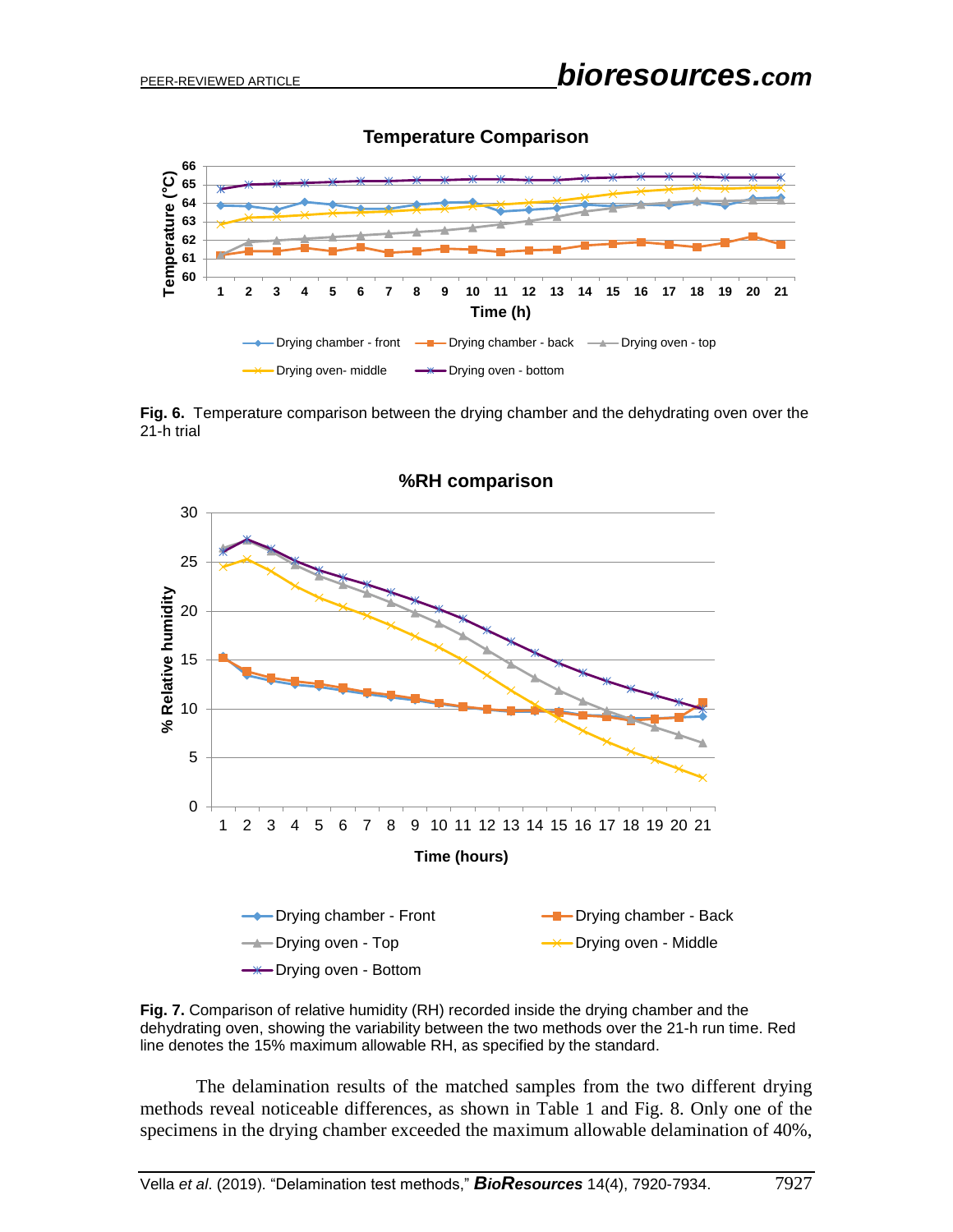**Fig. 6.** Temperature comparison between the drying chamber and the dehydrating oven over the 21-h trial

**Fig. 7.** Comparison of relative humidity (RH) recorded inside the drying chamber and the dehydrating oven, showing the variability between the two methods over the 21-h run time. Red line denotes the 15% maximum allowable RH, as specified by the standard.

The delamination results of the matched samples from the two different drying methods reveal noticeable differences, as shown in Table 1 and Fig. 8. Only one of the specimens in the drying chamber exceeded the maximum allowable delamination of 40%,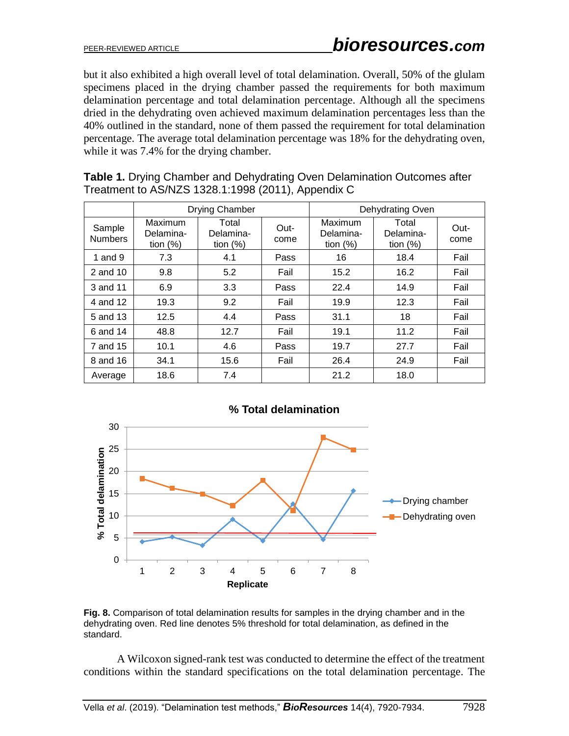but it also exhibited a high overall level of total delamination. Overall, 50% of the glulam specimens placed in the drying chamber passed the requirements for both maximum delamination percentage and total delamination percentage. Although all the specimens dried in the dehydrating oven achieved maximum delamination percentages less than the 40% outlined in the standard, none of them passed the requirement for total delamination percentage. The average total delamination percentage was 18% for the dehydrating oven, while it was 7.4% for the drying chamber.

**Table 1.** Drying Chamber and Dehydrating Oven Delamination Outcomes after Treatment to AS/NZS 1328.1:1998 (2011), Appendix C

| | Drying Chamber | | | Dehydrating Oven | | |
|---|---|---|---|---|---|---|
| Sample Numbers | Maximum Delamination (%) | Total Delamination (%) | Outcome | Maximum Delamination (%) | Total Delamination (%) | Outcome |
| 1 and 9 | 7.3 | 4.1 | Pass | 16 | 18.4 | Fail |
| 2 and 10 | 9.8 | 5.2 | Fail | 15.2 | 16.2 | Fail |
| 3 and 11 | 6.9 | 3.3 | Pass | 22.4 | 14.9 | Fail |
| 4 and 12 | 19.3 | 9.2 | Fail | 19.9 | 12.3 | Fail |
| 5 and 13 | 12.5 | 4.4 | Pass | 31.1 | 18 | Fail |
| 6 and 14 | 48.8 | 12.7 | Fail | 19.1 | 11.2 | Fail |
| 7 and 15 | 10.1 | 4.6 | Pass | 19.7 | 27.7 | Fail |
| 8 and 16 | 34.1 | 15.6 | Fail | 26.4 | 24.9 | Fail |
| Average | 18.6 | 7.4 | | 21.2 | 18.0 | |

**Fig. 8.** Comparison of total delamination results for samples in the drying chamber and in the dehydrating oven. Red line denotes 5% threshold for total delamination, as defined in the standard.

A Wilcoxon signed-rank test was conducted to determine the effect of the treatment conditions within the standard specifications on the total delamination percentage. The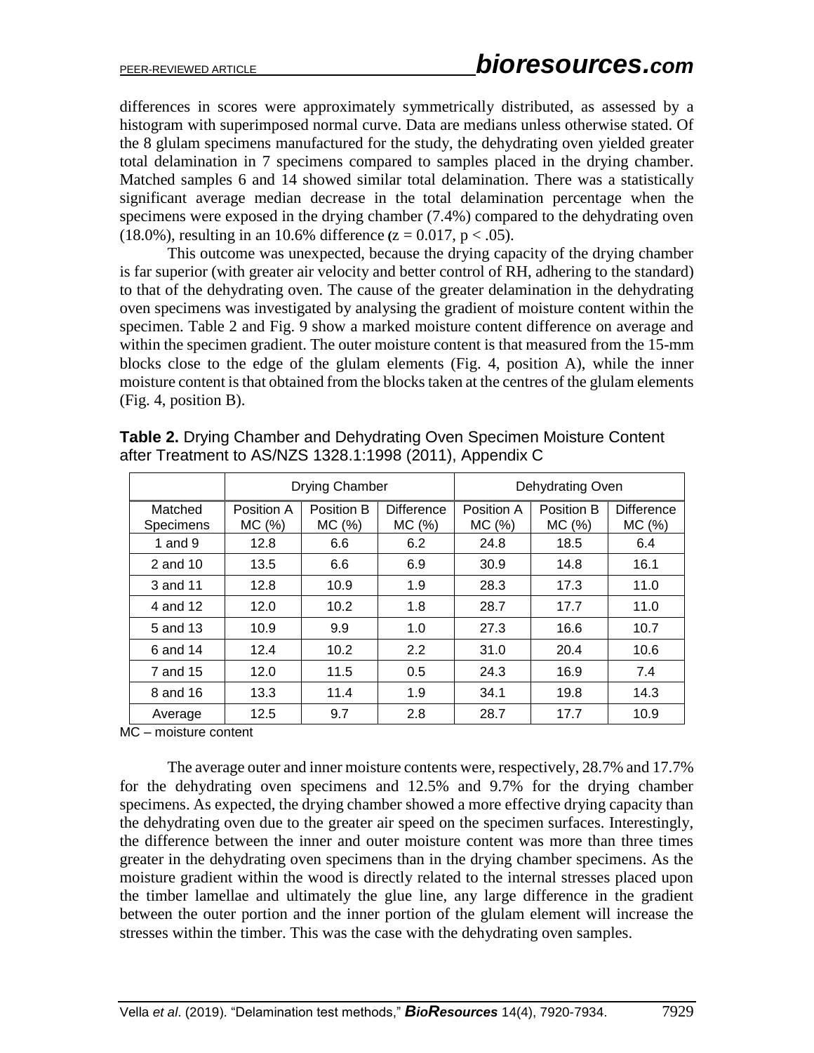differences in scores were approximately symmetrically distributed, as assessed by a histogram with superimposed normal curve. Data are medians unless otherwise stated. Of the 8 glulam specimens manufactured for the study, the dehydrating oven yielded greater total delamination in 7 specimens compared to samples placed in the drying chamber. Matched samples 6 and 14 showed similar total delamination. There was a statistically significant average median decrease in the total delamination percentage when the specimens were exposed in the drying chamber (7.4%) compared to the dehydrating oven (18.0%), resulting in an 10.6% difference ($z = 0.017$, $p < .05$).

This outcome was unexpected, because the drying capacity of the drying chamber is far superior (with greater air velocity and better control of RH, adhering to the standard) to that of the dehydrating oven. The cause of the greater delamination in the dehydrating oven specimens was investigated by analysing the gradient of moisture content within the specimen. Table 2 and Fig. 9 show a marked moisture content difference on average and within the specimen gradient. The outer moisture content is that measured from the 15-mm blocks close to the edge of the glulam elements (Fig. 4, position A), while the inner moisture content is that obtained from the blocks taken at the centres of the glulam elements (Fig. 4, position B).

**Table 2.** Drying Chamber and Dehydrating Oven Specimen Moisture Content after Treatment to AS/NZS 1328.1:1998 (2011), Appendix C

| | Drying Chamber | | | Dehydrating Oven | | |
|---|---|---|---|---|---|---|
| Matched Specimens | Position A MC (%) | Position B MC (%) | Difference MC (%) | Position A MC (%) | Position B MC (%) | Difference MC (%) |
| 1 and 9 | 12.8 | 6.6 | 6.2 | 24.8 | 18.5 | 6.4 |
| 2 and 10 | 13.5 | 6.6 | 6.9 | 30.9 | 14.8 | 16.1 |
| 3 and 11 | 12.8 | 10.9 | 1.9 | 28.3 | 17.3 | 11.0 |
| 4 and 12 | 12.0 | 10.2 | 1.8 | 28.7 | 17.7 | 11.0 |
| 5 and 13 | 10.9 | 9.9 | 1.0 | 27.3 | 16.6 | 10.7 |
| 6 and 14 | 12.4 | 10.2 | 2.2 | 31.0 | 20.4 | 10.6 |
| 7 and 15 | 12.0 | 11.5 | 0.5 | 24.3 | 16.9 | 7.4 |
| 8 and 16 | 13.3 | 11.4 | 1.9 | 34.1 | 19.8 | 14.3 |
| Average | 12.5 | 9.7 | 2.8 | 28.7 | 17.7 | 10.9 |

MC – moisture content

The average outer and inner moisture contents were, respectively, 28.7% and 17.7% for the dehydrating oven specimens and 12.5% and 9.7% for the drying chamber specimens. As expected, the drying chamber showed a more effective drying capacity than the dehydrating oven due to the greater air speed on the specimen surfaces. Interestingly, the difference between the inner and outer moisture content was more than three times greater in the dehydrating oven specimens than in the drying chamber specimens. As the moisture gradient within the wood is directly related to the internal stresses placed upon the timber lamellae and ultimately the glue line, any large difference in the gradient between the outer portion and the inner portion of the glulam element will increase the stresses within the timber. This was the case with the dehydrating oven samples.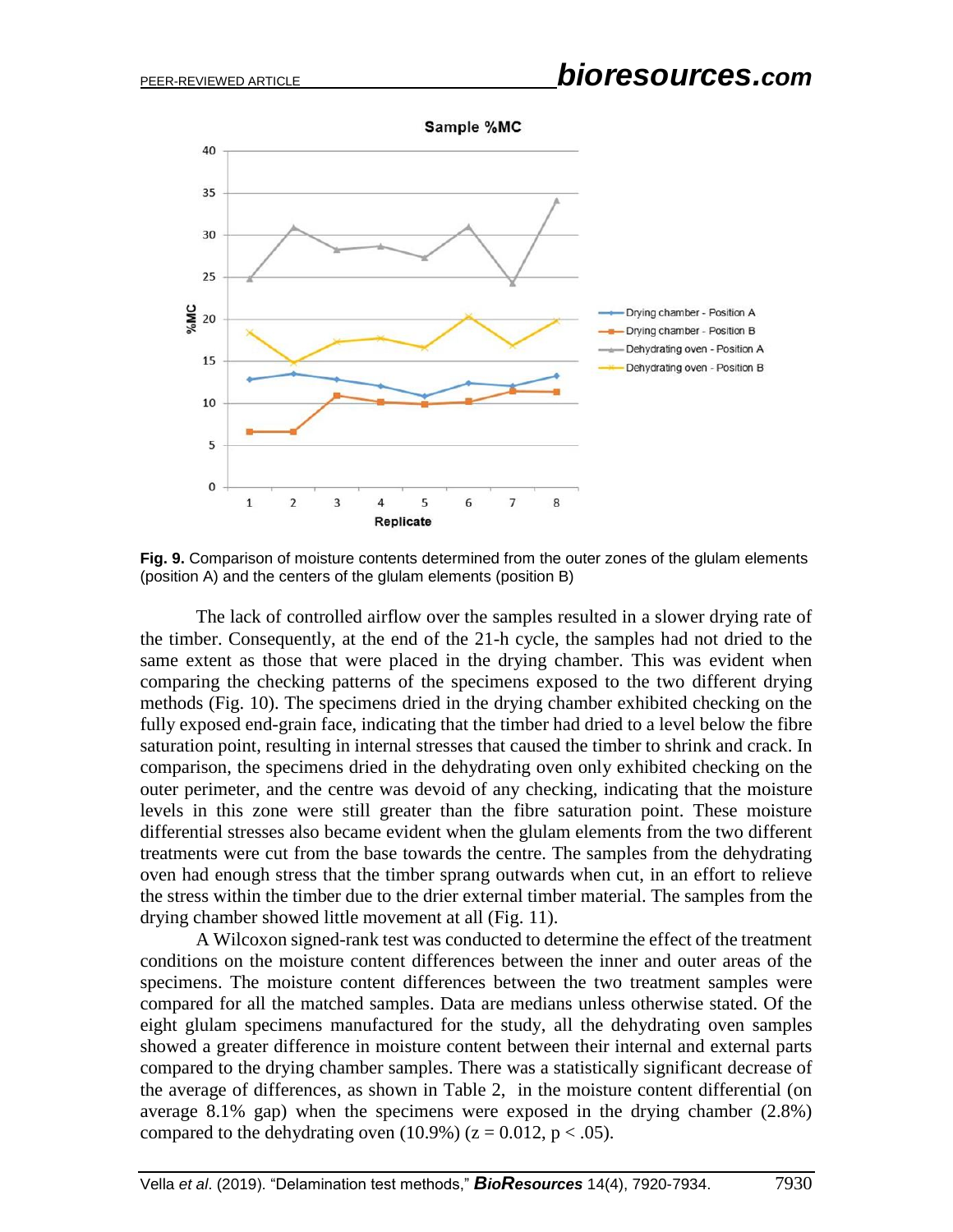**Fig. 9.** Comparison of moisture contents determined from the outer zones of the glulam elements (position A) and the centers of the glulam elements (position B)

The lack of controlled airflow over the samples resulted in a slower drying rate of the timber. Consequently, at the end of the 21-h cycle, the samples had not dried to the same extent as those that were placed in the drying chamber. This was evident when comparing the checking patterns of the specimens exposed to the two different drying methods (Fig. 10). The specimens dried in the drying chamber exhibited checking on the fully exposed end-grain face, indicating that the timber had dried to a level below the fibre saturation point, resulting in internal stresses that caused the timber to shrink and crack. In comparison, the specimens dried in the dehydrating oven only exhibited checking on the outer perimeter, and the centre was devoid of any checking, indicating that the moisture levels in this zone were still greater than the fibre saturation point. These moisture differential stresses also became evident when the glulam elements from the two different treatments were cut from the base towards the centre. The samples from the dehydrating oven had enough stress that the timber sprang outwards when cut, in an effort to relieve the stress within the timber due to the drier external timber material. The samples from the drying chamber showed little movement at all (Fig. 11).

A Wilcoxon signed-rank test was conducted to determine the effect of the treatment conditions on the moisture content differences between the inner and outer areas of the specimens. The moisture content differences between the two treatment samples were compared for all the matched samples. Data are medians unless otherwise stated. Of the eight glulam specimens manufactured for the study, all the dehydrating oven samples showed a greater difference in moisture content between their internal and external parts compared to the drying chamber samples. There was a statistically significant decrease of the average of differences, as shown in Table 2, in the moisture content differential (on average 8.1% gap) when the specimens were exposed in the drying chamber (2.8%) compared to the dehydrating oven (10.9%) ($z = 0.012$, $p < .05$).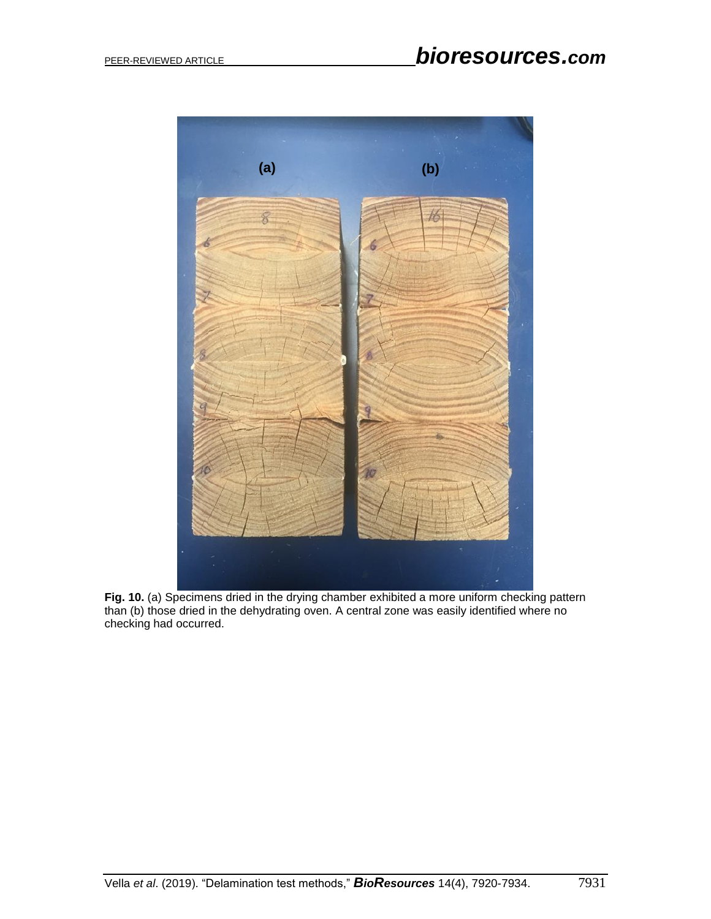**Fig. 10.** (a) Specimens dried in the drying chamber exhibited a more uniform checking pattern than (b) those dried in the dehydrating oven. A central zone was easily identified where no checking had occurred.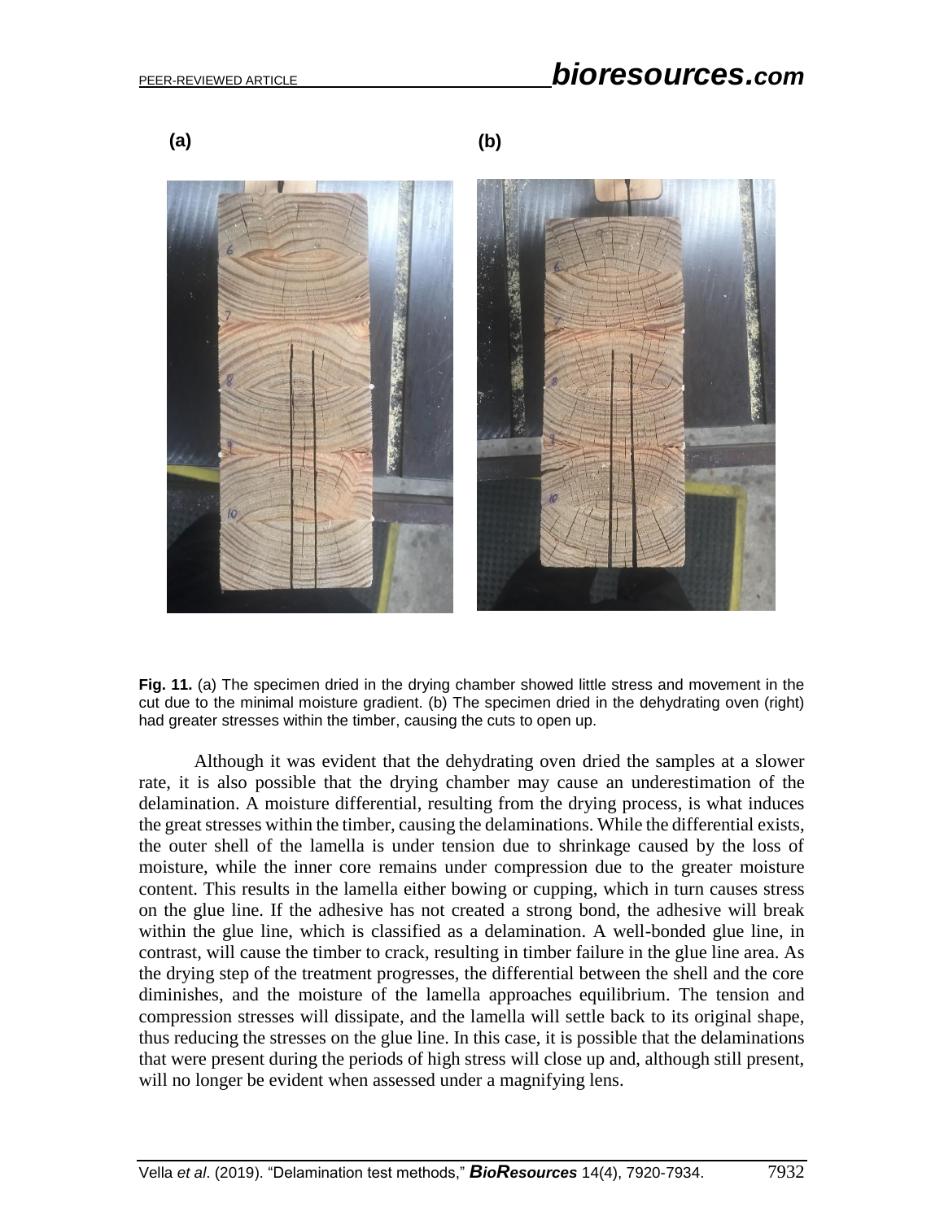**(a)** **(b)**

**Fig. 11.** (a) The specimen dried in the drying chamber showed little stress and movement in the cut due to the minimal moisture gradient. (b) The specimen dried in the dehydrating oven (right) had greater stresses within the timber, causing the cuts to open up.

Although it was evident that the dehydrating oven dried the samples at a slower rate, it is also possible that the drying chamber may cause an underestimation of the delamination. A moisture differential, resulting from the drying process, is what induces the great stresses within the timber, causing the delaminations. While the differential exists, the outer shell of the lamella is under tension due to shrinkage caused by the loss of moisture, while the inner core remains under compression due to the greater moisture content. This results in the lamella either bowing or cupping, which in turn causes stress on the glue line. If the adhesive has not created a strong bond, the adhesive will break within the glue line, which is classified as a delamination. A well-bonded glue line, in contrast, will cause the timber to crack, resulting in timber failure in the glue line area. As the drying step of the treatment progresses, the differential between the shell and the core diminishes, and the moisture of the lamella approaches equilibrium. The tension and compression stresses will dissipate, and the lamella will settle back to its original shape, thus reducing the stresses on the glue line. In this case, it is possible that the delaminations that were present during the periods of high stress will close up and, although still present, will no longer be evident when assessed under a magnifying lens.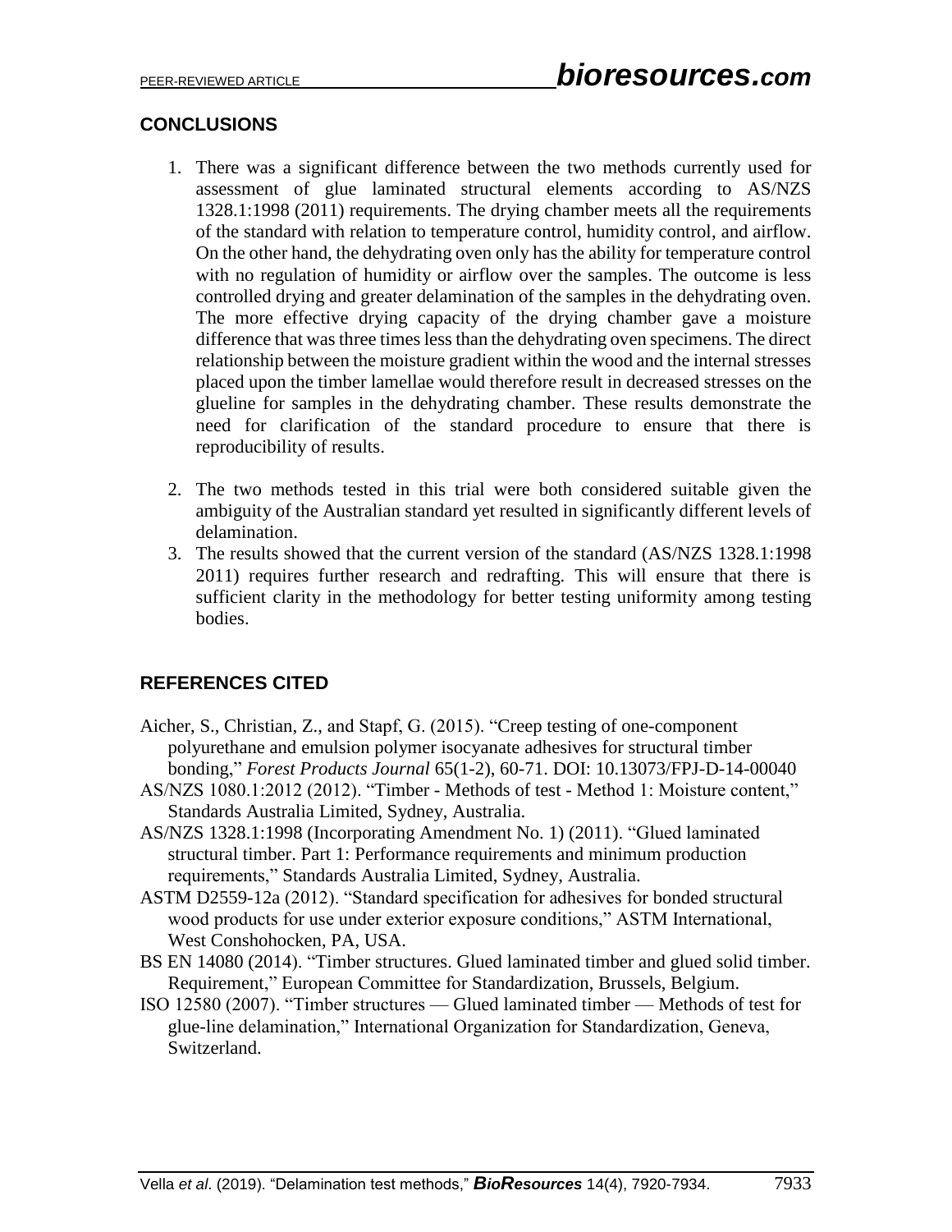## CONCLUSIONS

1. There was a significant difference between the two methods currently used for assessment of glue laminated structural elements according to AS/NZS 1328.1:1998 (2011) requirements. The drying chamber meets all the requirements of the standard with relation to temperature control, humidity control, and airflow. On the other hand, the dehydrating oven only has the ability for temperature control with no regulation of humidity or airflow over the samples. The outcome is less controlled drying and greater delamination of the samples in the dehydrating oven. The more effective drying capacity of the drying chamber gave a moisture difference that was three times less than the dehydrating oven specimens. The direct relationship between the moisture gradient within the wood and the internal stresses placed upon the timber lamellae would therefore result in decreased stresses on the glueline for samples in the dehydrating chamber. These results demonstrate the need for clarification of the standard procedure to ensure that there is reproducibility of results.

2. The two methods tested in this trial were both considered suitable given the ambiguity of the Australian standard yet resulted in significantly different levels of delamination.
3. The results showed that the current version of the standard (AS/NZS 1328.1:1998 2011) requires further research and redrafting. This will ensure that there is sufficient clarity in the methodology for better testing uniformity among testing bodies.

## REFERENCES CITED

Aicher, S., Christian, Z., and Stapf, G. (2015). "Creep testing of one-component polyurethane and emulsion polymer isocyanate adhesives for structural timber bonding," *Forest Products Journal* 65(1-2), 60-71. DOI: 10.13073/FPJ-D-14-00040

AS/NZS 1080.1:2012 (2012). "Timber - Methods of test - Method 1: Moisture content," Standards Australia Limited, Sydney, Australia.

AS/NZS 1328.1:1998 (Incorporating Amendment No. 1) (2011). "Glued laminated structural timber. Part 1: Performance requirements and minimum production requirements," Standards Australia Limited, Sydney, Australia.

ASTM D2559-12a (2012). "Standard specification for adhesives for bonded structural wood products for use under exterior exposure conditions," ASTM International, West Conshohocken, PA, USA.

BS EN 14080 (2014). "Timber structures. Glued laminated timber and glued solid timber. Requirement," European Committee for Standardization, Brussels, Belgium.

ISO 12580 (2007). "Timber structures — Glued laminated timber — Methods of test for glue-line delamination," International Organization for Standardization, Geneva, Switzerland.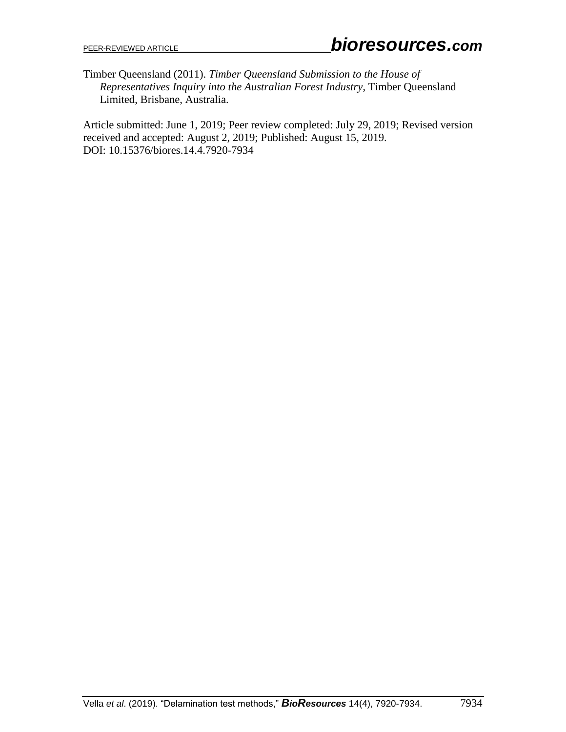Timber Queensland (2011). *Timber Queensland Submission to the House of Representatives Inquiry into the Australian Forest Industry*, Timber Queensland Limited, Brisbane, Australia.

Article submitted: June 1, 2019; Peer review completed: July 29, 2019; Revised version received and accepted: August 2, 2019; Published: August 15, 2019.
DOI: 10.15376/biores.14.4.7920-7934